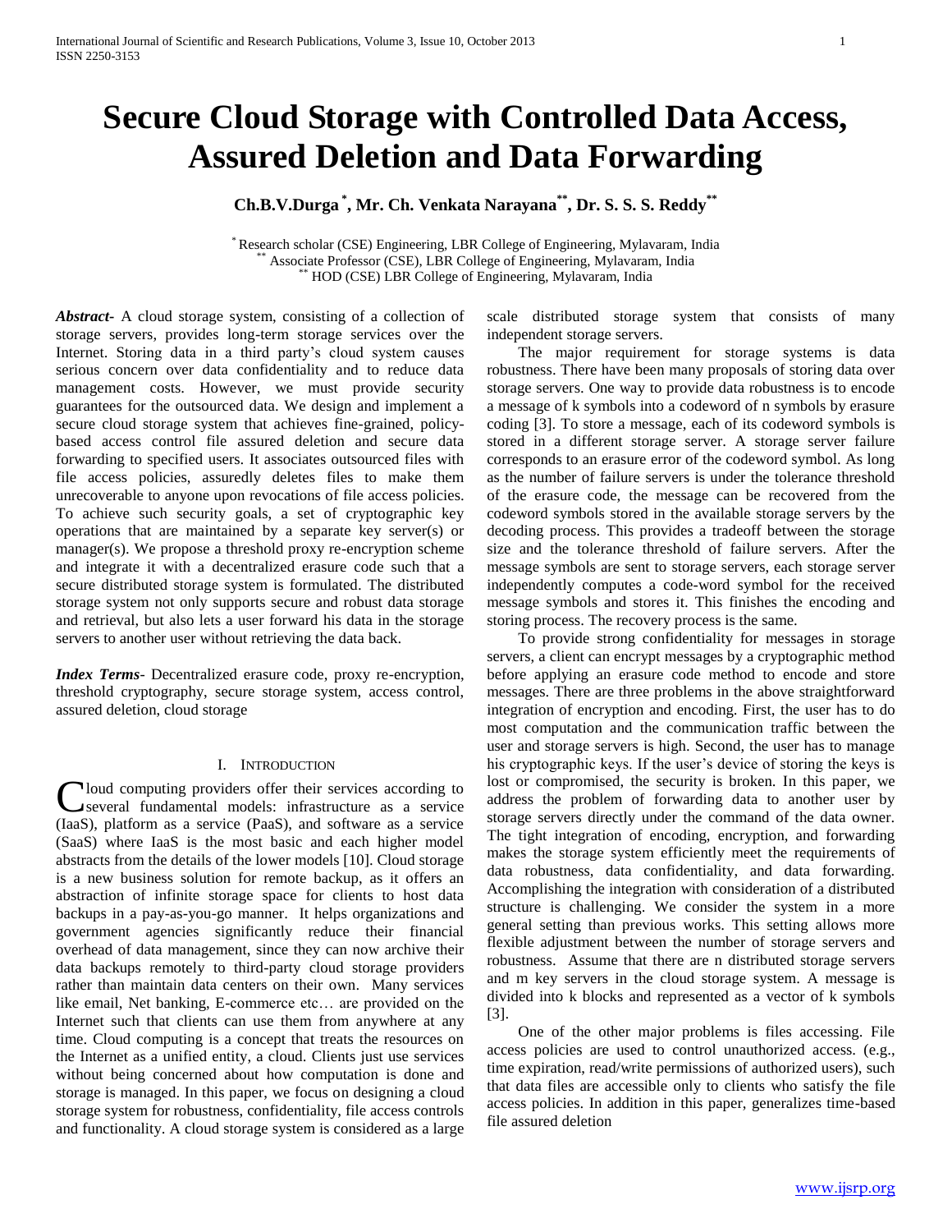# Secure Cloud Storage with Controlled Data Access, Assured Deletion and Data Forwarding

**Ch.B.V.Durga [\*], Mr. Ch. Venkata Narayana [\*\*], Dr. S. S. S. Reddy [\*\*]**

[\*] Research scholar (CSE) Engineering, LBR College of Engineering, Mylavaram, India
[\*\*] Associate Professor (CSE), LBR College of Engineering, Mylavaram, India
[\*\*] HOD (CSE) LBR College of Engineering, Mylavaram, India

***Abstract***- A cloud storage system, consisting of a collection of storage servers, provides long-term storage services over the Internet. Storing data in a third party's cloud system causes serious concern over data confidentiality and to reduce data management costs. However, we must provide security guarantees for the outsourced data. We design and implement a secure cloud storage system that achieves fine-grained, policy-based access control file assured deletion and secure data forwarding to specified users. It associates outsourced files with file access policies, assuredly deletes files to make them unrecoverable to anyone upon revocations of file access policies. To achieve such security goals, a set of cryptographic key operations that are maintained by a separate key server(s) or manager(s). We propose a threshold proxy re-encryption scheme and integrate it with a decentralized erasure code such that a secure distributed storage system is formulated. The distributed storage system not only supports secure and robust data storage and retrieval, but also lets a user forward his data in the storage servers to another user without retrieving the data back.

***Index Terms***- Decentralized erasure code, proxy re-encryption, threshold cryptography, secure storage system, access control, assured deletion, cloud storage

## I. Introduction

Cloud computing providers offer their services according to several fundamental models: infrastructure as a service (IaaS), platform as a service (PaaS), and software as a service (SaaS) where IaaS is the most basic and each higher model abstracts from the details of the lower models [10]. Cloud storage is a new business solution for remote backup, as it offers an abstraction of infinite storage space for clients to host data backups in a pay-as-you-go manner. It helps organizations and government agencies significantly reduce their financial overhead of data management, since they can now archive their data backups remotely to third-party cloud storage providers rather than maintain data centers on their own. Many services like email, Net banking, E-commerce etc… are provided on the Internet such that clients can use them from anywhere at any time. Cloud computing is a concept that treats the resources on the Internet as a unified entity, a cloud. Clients just use services without being concerned about how computation is done and storage is managed. In this paper, we focus on designing a cloud storage system for robustness, confidentiality, file access controls and functionality. A cloud storage system is considered as a large scale distributed storage system that consists of many independent storage servers.

The major requirement for storage systems is data robustness. There have been many proposals of storing data over storage servers. One way to provide data robustness is to encode a message of k symbols into a codeword of n symbols by erasure coding [3]. To store a message, each of its codeword symbols is stored in a different storage server. A storage server failure corresponds to an erasure error of the codeword symbol. As long as the number of failure servers is under the tolerance threshold of the erasure code, the message can be recovered from the codeword symbols stored in the available storage servers by the decoding process. This provides a tradeoff between the storage size and the tolerance threshold of failure servers. After the message symbols are sent to storage servers, each storage server independently computes a code-word symbol for the received message symbols and stores it. This finishes the encoding and storing process. The recovery process is the same.

To provide strong confidentiality for messages in storage servers, a client can encrypt messages by a cryptographic method before applying an erasure code method to encode and store messages. There are three problems in the above straightforward integration of encryption and encoding. First, the user has to do most computation and the communication traffic between the user and storage servers is high. Second, the user has to manage his cryptographic keys. If the user's device of storing the keys is lost or compromised, the security is broken. In this paper, we address the problem of forwarding data to another user by storage servers directly under the command of the data owner. The tight integration of encoding, encryption, and forwarding makes the storage system efficiently meet the requirements of data robustness, data confidentiality, and data forwarding. Accomplishing the integration with consideration of a distributed structure is challenging. We consider the system in a more general setting than previous works. This setting allows more flexible adjustment between the number of storage servers and robustness. Assume that there are n distributed storage servers and m key servers in the cloud storage system. A message is divided into k blocks and represented as a vector of k symbols [3].

One of the other major problems is files accessing. File access policies are used to control unauthorized access. (e.g., time expiration, read/write permissions of authorized users), such that data files are accessible only to clients who satisfy the file access policies. In addition in this paper, generalizes time-based file assured deletion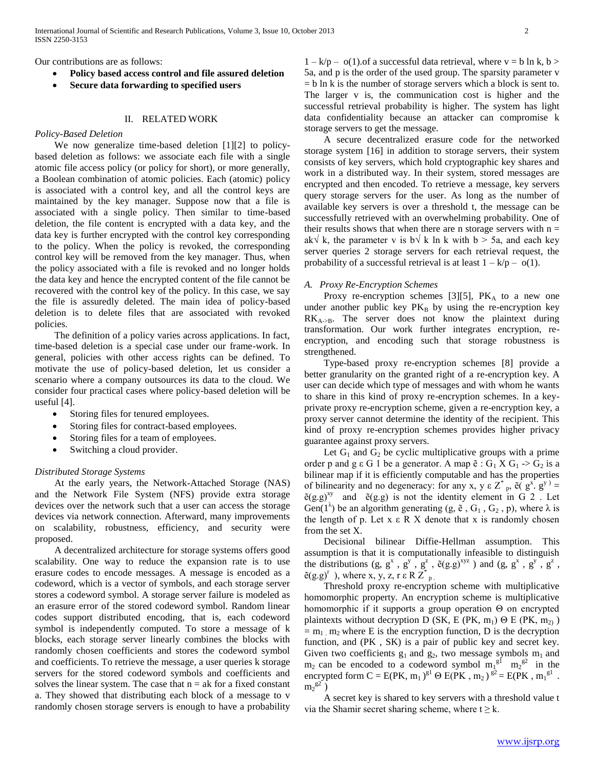Our contributions are as follows:

- **Policy based access control and file assured deletion**
- **Secure data forwarding to specified users**

## II. RELATED WORK

*Policy-Based Deletion*

We now generalize time-based deletion [1][2] to policy-based deletion as follows: we associate each file with a single atomic file access policy (or policy for short), or more generally, a Boolean combination of atomic policies. Each (atomic) policy is associated with a control key, and all the control keys are maintained by the key manager. Suppose now that a file is associated with a single policy. Then similar to time-based deletion, the file content is encrypted with a data key, and the data key is further encrypted with the control key corresponding to the policy. When the policy is revoked, the corresponding control key will be removed from the key manager. Thus, when the policy associated with a file is revoked and no longer holds the data key and hence the encrypted content of the file cannot be recovered with the control key of the policy. In this case, we say the file is assuredly deleted. The main idea of policy-based deletion is to delete files that are associated with revoked policies.

The definition of a policy varies across applications. In fact, time-based deletion is a special case under our frame-work. In general, policies with other access rights can be defined. To motivate the use of policy-based deletion, let us consider a scenario where a company outsources its data to the cloud. We consider four practical cases where policy-based deletion will be useful [4].

- Storing files for tenured employees.
- Storing files for contract-based employees.
- Storing files for a team of employees.
- Switching a cloud provider.

*Distributed Storage Systems*

At the early years, the Network-Attached Storage (NAS) and the Network File System (NFS) provide extra storage devices over the network such that a user can access the storage devices via network connection. Afterward, many improvements on scalability, robustness, efficiency, and security were proposed.

A decentralized architecture for storage systems offers good scalability. One way to reduce the expansion rate is to use erasure codes to encode messages. A message is encoded as a codeword, which is a vector of symbols, and each storage server stores a codeword symbol. A storage server failure is modeled as an erasure error of the stored codeword symbol. Random linear codes support distributed encoding, that is, each codeword symbol is independently computed. To store a message of k blocks, each storage server linearly combines the blocks with randomly chosen coefficients and stores the codeword symbol and coefficients. To retrieve the message, a user queries k storage servers for the stored codeword symbols and coefficients and solves the linear system. The case that $n = ak$ for a fixed constant a. They showed that distributing each block of a message to v randomly chosen storage servers is enough to have a probability $1 - k/p - o(1)$.of a successful data retrieval, where $v = b \ln k$, $b > 5a$, and p is the order of the used group. The sparsity parameter $v = b \ln k$ is the number of storage servers which a block is sent to. The larger v is, the communication cost is higher and the successful retrieval probability is higher. The system has light data confidentiality because an attacker can compromise k storage servers to get the message.

A secure decentralized erasure code for the networked storage system [16] in addition to storage servers, their system consists of key servers, which hold cryptographic key shares and work in a distributed way. In their system, stored messages are encrypted and then encoded. To retrieve a message, key servers query storage servers for the user. As long as the number of available key servers is over a threshold t, the message can be successfully retrieved with an overwhelming probability. One of their results shows that when there are n storage servers with $n = ak\sqrt{k}$, the parameter v is $b\sqrt{k} \ln k$ with $b > 5a$, and each key server queries 2 storage servers for each retrieval request, the probability of a successful retrieval is at least $1 - k/p - o(1)$.

### A. Proxy Re-Encryption Schemes

Proxy re-encryption schemes [3][5], $PK_A$ to a new one under another public key $PK_B$ by using the re-encryption key $RK_{A\text{->}B}$. The server does not know the plaintext during transformation. Our work further integrates encryption, re-encryption, and encoding such that storage robustness is strengthened.

Type-based proxy re-encryption schemes [8] provide a better granularity on the granted right of a re-encryption key. A user can decide which type of messages and with whom he wants to share in this kind of proxy re-encryption schemes. In a key-private proxy re-encryption scheme, given a re-encryption key, a proxy server cannot determine the identity of the recipient. This kind of proxy re-encryption schemes provides higher privacy guarantee against proxy servers.

Let $G_1$ and $G_2$ be cyclic multiplicative groups with a prime order p and $g \in G\ 1$ be a generator. A map $\tilde{e} : G_1 \times G_1 \text{->} G_2$ is a bilinear map if it is efficiently computable and has the properties of bilinearity and no degeneracy: for any $x, y \in Z^*_p$, $\tilde{e}(g^x. g^y) = \tilde{e}(g.g)^{xy}$ and $\tilde{e}(g.g)$ is not the identity element in G 2 . Let $Gen(1^\lambda)$ be an algorithm generating $(g, \tilde{e}, G_1, G_2, p)$, where λ is the length of p. Let $x \in R\ X$ denote that x is randomly chosen from the set X.

Decisional bilinear Diffie-Hellman assumption. This assumption is that it is computationally infeasible to distinguish the distributions $(g, g^x, g^y, g^z, \tilde{e}(g.g)^{xyz})$ and $(g, g^x, g^y, g^z, \tilde{e}(g.g)^r)$, where $x, y, z, r \in R\ Z^*_p$.

Threshold proxy re-encryption scheme with multiplicative homomorphic property. An encryption scheme is multiplicative homomorphic if it supports a group operation Θ on encrypted plaintexts without decryption $D(SK, E(PK, m_1)\ \Theta\ E(PK, m_2)) = m_1 . m_2$ where E is the encryption function, D is the decryption function, and (PK , SK) is a pair of public key and secret key. Given two coefficients $g_1$ and $g_2$, two message symbols $m_1$ and $m_2$ can be encoded to a codeword symbol $m_1^{g1}\ m_2^{g2}$ in the encrypted form $C = E(PK, m_1)^{g1}\ \Theta\ E(PK, m_2)^{g2} = E(PK, m_1^{g1} . m_2^{g2})$

A secret key is shared to key servers with a threshold value t via the Shamir secret sharing scheme, where $t \geq k$.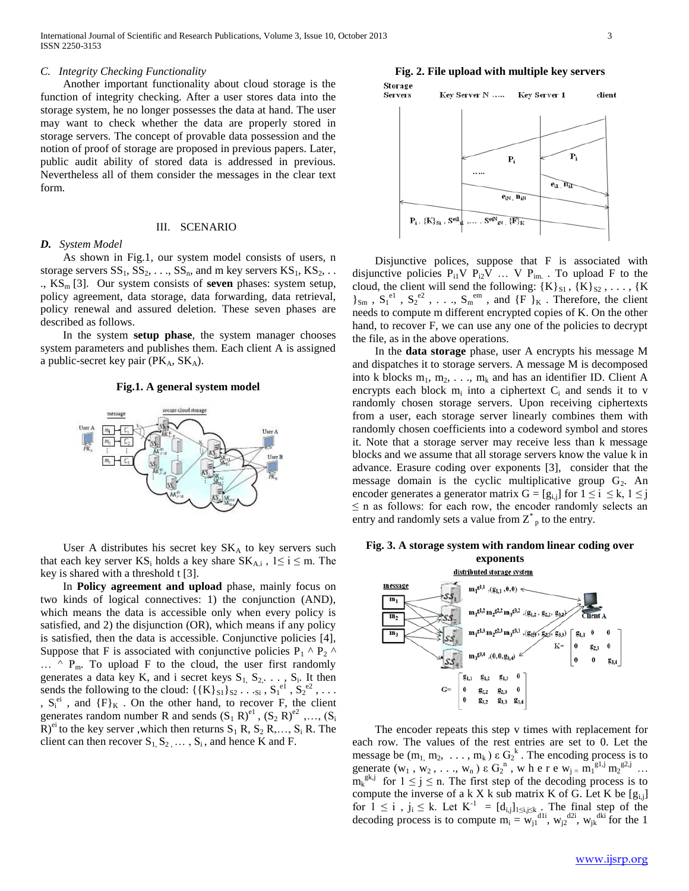*C. Integrity Checking Functionality*

Another important functionality about cloud storage is the function of integrity checking. After a user stores data into the storage system, he no longer possesses the data at hand. The user may want to check whether the data are properly stored in storage servers. The concept of provable data possession and the notion of proof of storage are proposed in previous papers. Later, public audit ability of stored data is addressed in previous. Nevertheless all of them consider the messages in the clear text form.

## III. SCENARIO

***D.*** *System Model*

As shown in Fig.1, our system model consists of users, n storage servers $SS_1, SS_2, \ldots, SS_n$, and m key servers $KS_1, KS_2, \ldots, KS_m$ [3]. Our system consists of **seven** phases: system setup, policy agreement, data storage, data forwarding, data retrieval, policy renewal and assured deletion. These seven phases are described as follows.

In the system **setup phase**, the system manager chooses system parameters and publishes them. Each client A is assigned a public-secret key pair $(PK_A, SK_A)$.

**Fig.1. A general system model**

User A distributes his secret key $SK_A$ to key servers such that each key server $KS_i$ holds a key share $SK_{A,i}$, $1 \leq i \leq m$. The key is shared with a threshold t [3].

In **Policy agreement and upload** phase, mainly focus on two kinds of logical connectives: 1) the conjunction (AND), which means the data is accessible only when every policy is satisfied, and 2) the disjunction (OR), which means if any policy is satisfied, then the data is accessible. Conjunctive policies [4], Suppose that F is associated with conjunctive policies $P_1 \wedge P_2 \wedge \ldots \wedge P_m$. To upload F to the cloud, the user first randomly generates a data key K, and i secret keys $S_1, S_2, \ldots, S_i$. It then sends the following to the cloud: $\{\{K\}_{S1}\}_{S2} \ldots {}_{Si}$, $S_1^{e1}$, $S_2^{e2}$, ..., $S_i^{ei}$, and $\{F\}_K$. On the other hand, to recover F, the client generates random number R and sends $(S_1 R)^{e1}$, $(S_2 R)^{e2}$, ..., $(S_i R)^{ei}$ to the key server, which then returns $S_1 R, S_2 R, \ldots, S_i R$. The client can then recover $S_1, S_2, \ldots, S_i$, and hence K and F.

**Fig. 2. File upload with multiple key servers**

Disjunctive polices, suppose that F is associated with disjunctive policies $P_{i1} \vee P_{i2} \vee \ldots \vee P_{im}$. To upload F to the cloud, the client will send the following: $\{K\}_{S1}$, $\{K\}_{S2}$, ..., $\{K\}_{Sm}$, $S_1^{e1}$, $S_2^{e2}$, ..., $S_m^{em}$, and $\{F\}_K$. Therefore, the client needs to compute m different encrypted copies of K. On the other hand, to recover F, we can use any one of the policies to decrypt the file, as in the above operations.

In the **data storage** phase, user A encrypts his message M and dispatches it to storage servers. A message M is decomposed into k blocks $m_1, m_2, \ldots, m_k$ and has an identifier ID. Client A encrypts each block $m_i$ into a ciphertext $C_i$ and sends it to v randomly chosen storage servers. Upon receiving ciphertexts from a user, each storage server linearly combines them with randomly chosen coefficients into a codeword symbol and stores it. Note that a storage server may receive less than k message blocks and we assume that all storage servers know the value k in advance. Erasure coding over exponents [3], consider that the message domain is the cyclic multiplicative group $G_2$. An encoder generates a generator matrix $G = [g_{i,j}]$ for $1 \leq i \leq k$, $1 \leq j \leq n$ as follows: for each row, the encoder randomly selects an entry and randomly sets a value from $Z^*_p$ to the entry.

**Fig. 3. A storage system with random linear coding over exponents**

The encoder repeats this step v times with replacement for each row. The values of the rest entries are set to 0. Let the message be $(m_1, m_2, \ldots, m_k) \in G_2^k$. The encoding process is to generate $(w_1, w_2, \ldots, w_n) \in G_2^n$, where $w_j = m_1^{g1,j} m_2^{g2,j} \ldots m_k^{gk,j}$ for $1 \leq j \leq n$. The first step of the decoding process is to compute the inverse of a k X k sub matrix K of G. Let K be $[g_{i,j}]$ for $1 \leq i, j_i \leq k$. Let $K^{-1} = [d_{i,j}]_{1 \leq i,j \leq k}$. The final step of the decoding process is to compute $m_i = w_{j1}^{d1i}, w_{j2}^{d2i}, w_{jk}^{dki}$ for the 1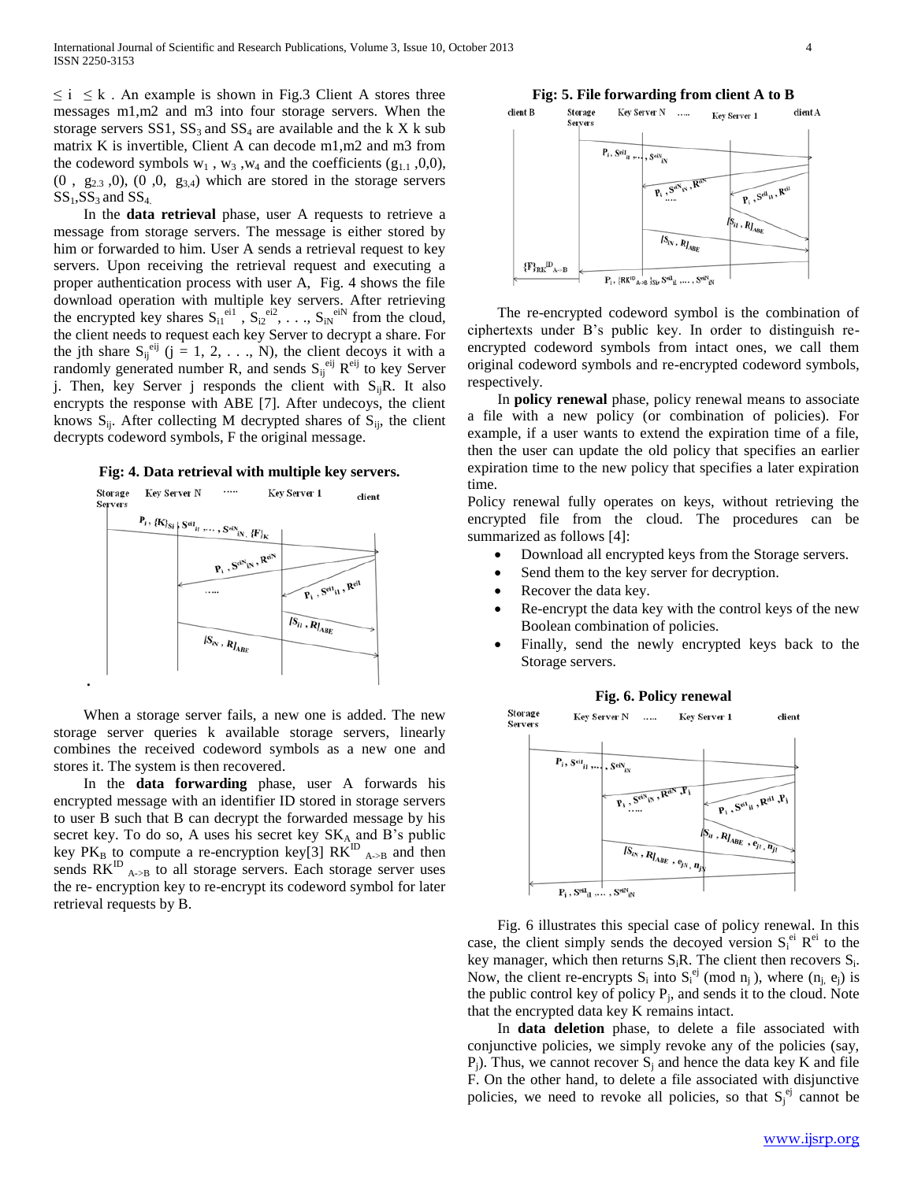$\leq i \leq k$ . An example is shown in Fig.3 Client A stores three messages m1,m2 and m3 into four storage servers. When the storage servers SS1, $SS_3$ and $SS_4$ are available and the k X k sub matrix K is invertible, Client A can decode m1,m2 and m3 from the codeword symbols $w_1$ , $w_3$ ,$w_4$ and the coefficients ($g_{1.1}$ ,0,0), (0 , $g_{2.3}$ ,0), (0 ,0, $g_{3,4}$) which are stored in the storage servers $SS_1$,$SS_3$ and $SS_4$.

In the **data retrieval** phase, user A requests to retrieve a message from storage servers. The message is either stored by him or forwarded to him. User A sends a retrieval request to key servers. Upon receiving the retrieval request and executing a proper authentication process with user A, Fig. 4 shows the file download operation with multiple key servers. After retrieving the encrypted key shares $S_{i1}^{ei1}$ , $S_{i2}^{ei2}$, . . ., $S_{iN}^{eiN}$ from the cloud, the client needs to request each key Server to decrypt a share. For the jth share $S_{ij}^{eij}$ (j = 1, 2, . . ., N), the client decoys it with a randomly generated number R, and sends $S_{ij}^{eij}$ $R^{eij}$ to key Server j. Then, key Server j responds the client with $S_{ij}R$. It also encrypts the response with ABE [7]. After undecoys, the client knows $S_{ij}$. After collecting M decrypted shares of $S_{ij}$, the client decrypts codeword symbols, F the original message.

**Fig: 4. Data retrieval with multiple key servers.**

When a storage server fails, a new one is added. The new storage server queries k available storage servers, linearly combines the received codeword symbols as a new one and stores it. The system is then recovered.

In the **data forwarding** phase, user A forwards his encrypted message with an identifier ID stored in storage servers to user B such that B can decrypt the forwarded message by his secret key. To do so, A uses his secret key $SK_A$ and B's public key $PK_B$ to compute a re-encryption key[3] $RK^{ID}{}_{A\text{->}B}$ and then sends $RK^{ID}{}_{A\text{->}B}$ to all storage servers. Each storage server uses the re- encryption key to re-encrypt its codeword symbol for later retrieval requests by B.

**Fig: 5. File forwarding from client A to B**

The re-encrypted codeword symbol is the combination of ciphertexts under B's public key. In order to distinguish re-encrypted codeword symbols from intact ones, we call them original codeword symbols and re-encrypted codeword symbols, respectively.

In **policy renewal** phase, policy renewal means to associate a file with a new policy (or combination of policies). For example, if a user wants to extend the expiration time of a file, then the user can update the old policy that specifies an earlier expiration time to the new policy that specifies a later expiration time.

Policy renewal fully operates on keys, without retrieving the encrypted file from the cloud. The procedures can be summarized as follows [4]:

- Download all encrypted keys from the Storage servers.
- Send them to the key server for decryption.
- Recover the data key.
- Re-encrypt the data key with the control keys of the new Boolean combination of policies.
- Finally, send the newly encrypted keys back to the Storage servers.

**Fig. 6. Policy renewal**

Fig. 6 illustrates this special case of policy renewal. In this case, the client simply sends the decoyed version $S_i^{ei}$ $R^{ei}$ to the key manager, which then returns $S_iR$. The client then recovers $S_i$. Now, the client re-encrypts $S_i$ into $S_i^{ej}$ (mod $n_j$ ), where ($n_j$, $e_j$) is the public control key of policy $P_j$, and sends it to the cloud. Note that the encrypted data key K remains intact.

In **data deletion** phase, to delete a file associated with conjunctive policies, we simply revoke any of the policies (say, $P_j$). Thus, we cannot recover $S_j$ and hence the data key K and file F. On the other hand, to delete a file associated with disjunctive policies, we need to revoke all policies, so that $S_j^{ej}$ cannot be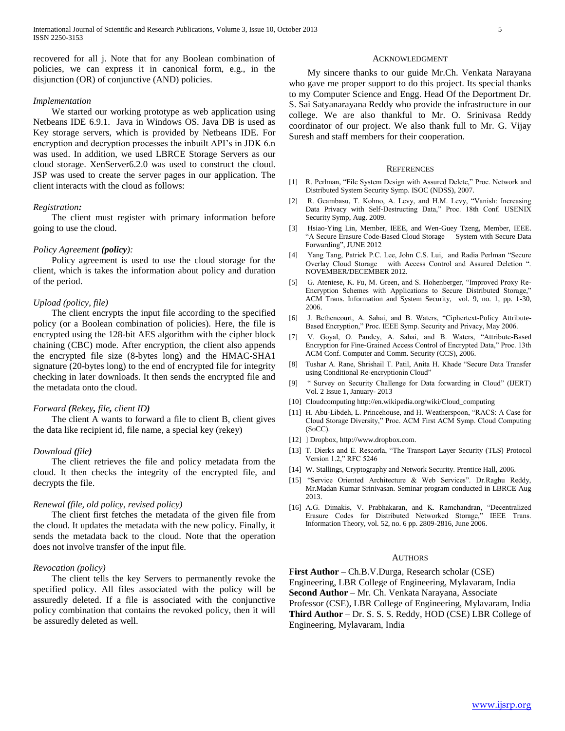recovered for all j. Note that for any Boolean combination of policies, we can express it in canonical form, e.g., in the disjunction (OR) of conjunctive (AND) policies.

### *Implementation*

We started our working prototype as web application using Netbeans IDE 6.9.1. Java in Windows OS. Java DB is used as Key storage servers, which is provided by Netbeans IDE. For encryption and decryption processes the inbuilt API's in JDK 6.n was used. In addition, we used LBRCE Storage Servers as our cloud storage. XenServer6.2.0 was used to construct the cloud. JSP was used to create the server pages in our application. The client interacts with the cloud as follows:

### *Registration:*

The client must register with primary information before going to use the cloud.

### *Policy Agreement **(policy)**:*

Policy agreement is used to use the cloud storage for the client, which is takes the information about policy and duration of the period.

### *Upload (policy, file)*

The client encrypts the input file according to the specified policy (or a Boolean combination of policies). Here, the file is encrypted using the 128-bit AES algorithm with the cipher block chaining (CBC) mode. After encryption, the client also appends the encrypted file size (8-bytes long) and the HMAC-SHA1 signature (20-bytes long) to the end of encrypted file for integrity checking in later downloads. It then sends the encrypted file and the metadata onto the cloud.

### *Forward **(**Rekey**,** file**,** client ID**)***

The client A wants to forward a file to client B, client gives the data like recipient id, file name, a special key (rekey)

### *Download **(**file**)***

The client retrieves the file and policy metadata from the cloud. It then checks the integrity of the encrypted file, and decrypts the file.

### *Renewal **(**file, old policy, revised policy)*

The client first fetches the metadata of the given file from the cloud. It updates the metadata with the new policy. Finally, it sends the metadata back to the cloud. Note that the operation does not involve transfer of the input file.

### *Revocation (policy)*

The client tells the key Servers to permanently revoke the specified policy. All files associated with the policy will be assuredly deleted. If a file is associated with the conjunctive policy combination that contains the revoked policy, then it will be assuredly deleted as well.

## ACKNOWLEDGMENT

My sincere thanks to our guide Mr.Ch. Venkata Narayana who gave me proper support to do this project. Its special thanks to my Computer Science and Engg. Head Of the Deportment Dr. S. Sai Satyanarayana Reddy who provide the infrastructure in our college. We are also thankful to Mr. O. Srinivasa Reddy coordinator of our project. We also thank full to Mr. G. Vijay Suresh and staff members for their cooperation.

## REFERENCES

[1] R. Perlman, "File System Design with Assured Delete," Proc. Network and Distributed System Security Symp. ISOC (NDSS), 2007.

[2] R. Geambasu, T. Kohno, A. Levy, and H.M. Levy, "Vanish: Increasing Data Privacy with Self-Destructing Data," Proc. 18th Conf. USENIX Security Symp, Aug. 2009.

[3] Hsiao-Ying Lin, Member, IEEE, and Wen-Guey Tzeng, Member, IEEE. "A Secure Erasure Code-Based Cloud Storage System with Secure Data Forwarding", JUNE 2012

[4] Yang Tang, Patrick P.C. Lee, John C.S. Lui, and Radia Perlman "Secure Overlay Cloud Storage with Access Control and Assured Deletion ". NOVEMBER/DECEMBER 2012.

[5] G. Ateniese, K. Fu, M. Green, and S. Hohenberger, "Improved Proxy Re-Encryption Schemes with Applications to Secure Distributed Storage," ACM Trans. Information and System Security, vol. 9, no. 1, pp. 1-30, 2006.

[6] J. Bethencourt, A. Sahai, and B. Waters, "Ciphertext-Policy Attribute-Based Encryption," Proc. IEEE Symp. Security and Privacy, May 2006.

[7] V. Goyal, O. Pandey, A. Sahai, and B. Waters, "Attribute-Based Encryption for Fine-Grained Access Control of Encrypted Data," Proc. 13th ACM Conf. Computer and Comm. Security (CCS), 2006.

[8] Tushar A. Rane, Shrishail T. Patil, Anita H. Khade "Secure Data Transfer using Conditional Re-encryptionin Cloud"

[9] " Survey on Security Challenge for Data forwarding in Cloud" (IJERT) Vol. 2 Issue 1, January- 2013

[10] Cloudcomputing http://en.wikipedia.org/wiki/Cloud_computing

[11] H. Abu-Libdeh, L. Princehouse, and H. Weatherspoon, "RACS: A Case for Cloud Storage Diversity," Proc. ACM First ACM Symp. Cloud Computing (SoCC).

[12] ] Dropbox, http://www.dropbox.com.

[13] T. Dierks and E. Rescorla, "The Transport Layer Security (TLS) Protocol Version 1.2," RFC 5246

[14] W. Stallings, Cryptography and Network Security. Prentice Hall, 2006.

[15] "Service Oriented Architecture & Web Services". Dr.Raghu Reddy, Mr.Madan Kumar Srinivasan. Seminar program conducted in LBRCE Aug 2013.

[16] A.G. Dimakis, V. Prabhakaran, and K. Ramchandran, "Decentralized Erasure Codes for Distributed Networked Storage," IEEE Trans. Information Theory, vol. 52, no. 6 pp. 2809-2816, June 2006.

## AUTHORS

**First Author** – Ch.B.V.Durga, Research scholar (CSE) Engineering, LBR College of Engineering, Mylavaram, India
**Second Author** – Mr. Ch. Venkata Narayana, Associate Professor (CSE), LBR College of Engineering, Mylavaram, India
**Third Author** – Dr. S. S. S. Reddy, HOD (CSE) LBR College of Engineering, Mylavaram, India